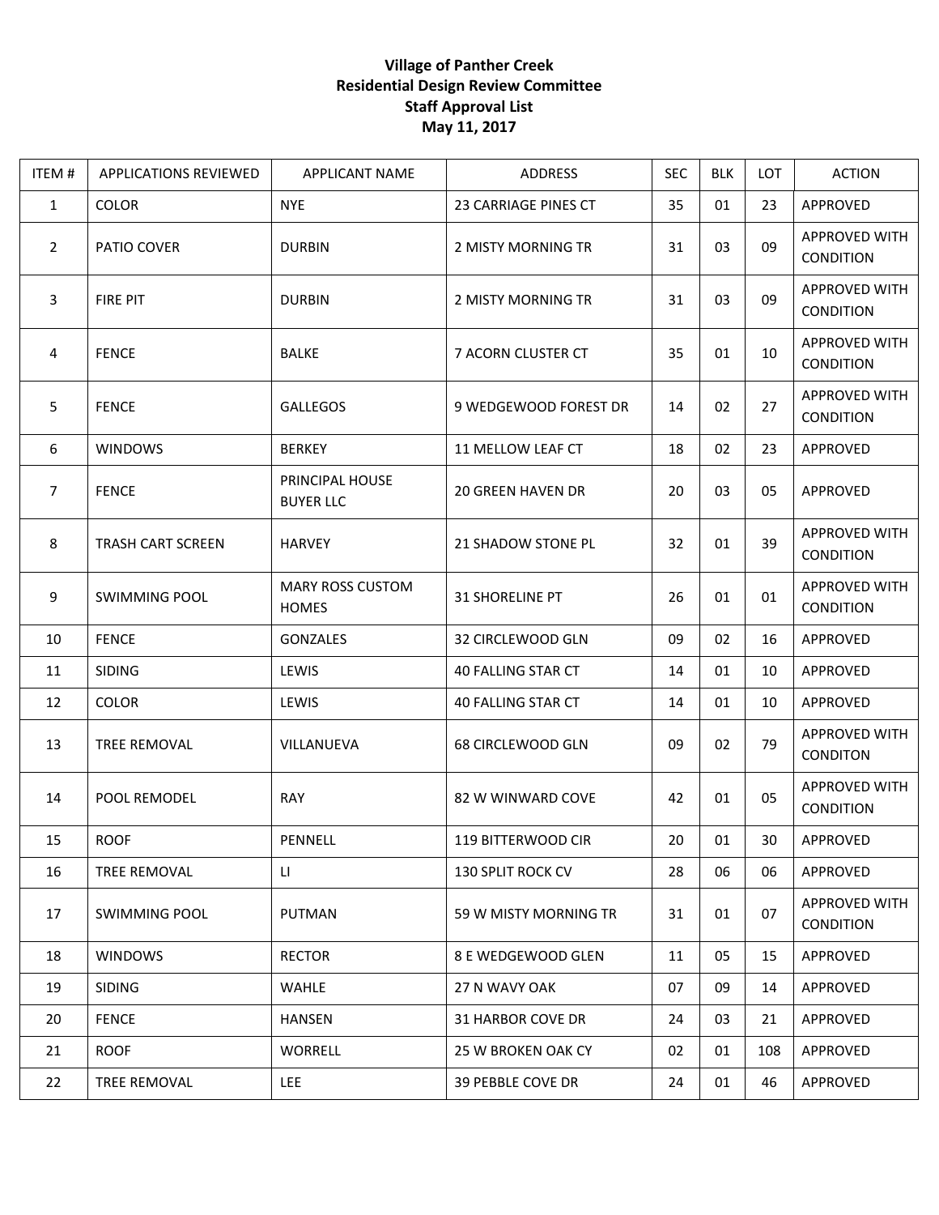**Village of Panther Creek**
**Residential Design Review Committee**
**Staff Approval List**
**May 11, 2017**

| ITEM # | APPLICATIONS REVIEWED | APPLICANT NAME | ADDRESS | SEC | BLK | LOT | ACTION |
|---|---|---|---|---|---|---|---|
| 1 | COLOR | NYE | 23 CARRIAGE PINES CT | 35 | 01 | 23 | APPROVED |
| 2 | PATIO COVER | DURBIN | 2 MISTY MORNING TR | 31 | 03 | 09 | APPROVED WITH CONDITION |
| 3 | FIRE PIT | DURBIN | 2 MISTY MORNING TR | 31 | 03 | 09 | APPROVED WITH CONDITION |
| 4 | FENCE | BALKE | 7 ACORN CLUSTER CT | 35 | 01 | 10 | APPROVED WITH CONDITION |
| 5 | FENCE | GALLEGOS | 9 WEDGEWOOD FOREST DR | 14 | 02 | 27 | APPROVED WITH CONDITION |
| 6 | WINDOWS | BERKEY | 11 MELLOW LEAF CT | 18 | 02 | 23 | APPROVED |
| 7 | FENCE | PRINCIPAL HOUSE BUYER LLC | 20 GREEN HAVEN DR | 20 | 03 | 05 | APPROVED |
| 8 | TRASH CART SCREEN | HARVEY | 21 SHADOW STONE PL | 32 | 01 | 39 | APPROVED WITH CONDITION |
| 9 | SWIMMING POOL | MARY ROSS CUSTOM HOMES | 31 SHORELINE PT | 26 | 01 | 01 | APPROVED WITH CONDITION |
| 10 | FENCE | GONZALES | 32 CIRCLEWOOD GLN | 09 | 02 | 16 | APPROVED |
| 11 | SIDING | LEWIS | 40 FALLING STAR CT | 14 | 01 | 10 | APPROVED |
| 12 | COLOR | LEWIS | 40 FALLING STAR CT | 14 | 01 | 10 | APPROVED |
| 13 | TREE REMOVAL | VILLANUEVA | 68 CIRCLEWOOD GLN | 09 | 02 | 79 | APPROVED WITH CONDITON |
| 14 | POOL REMODEL | RAY | 82 W WINWARD COVE | 42 | 01 | 05 | APPROVED WITH CONDITION |
| 15 | ROOF | PENNELL | 119 BITTERWOOD CIR | 20 | 01 | 30 | APPROVED |
| 16 | TREE REMOVAL | LI | 130 SPLIT ROCK CV | 28 | 06 | 06 | APPROVED |
| 17 | SWIMMING POOL | PUTMAN | 59 W MISTY MORNING TR | 31 | 01 | 07 | APPROVED WITH CONDITION |
| 18 | WINDOWS | RECTOR | 8 E WEDGEWOOD GLEN | 11 | 05 | 15 | APPROVED |
| 19 | SIDING | WAHLE | 27 N WAVY OAK | 07 | 09 | 14 | APPROVED |
| 20 | FENCE | HANSEN | 31 HARBOR COVE DR | 24 | 03 | 21 | APPROVED |
| 21 | ROOF | WORRELL | 25 W BROKEN OAK CY | 02 | 01 | 108 | APPROVED |
| 22 | TREE REMOVAL | LEE | 39 PEBBLE COVE DR | 24 | 01 | 46 | APPROVED |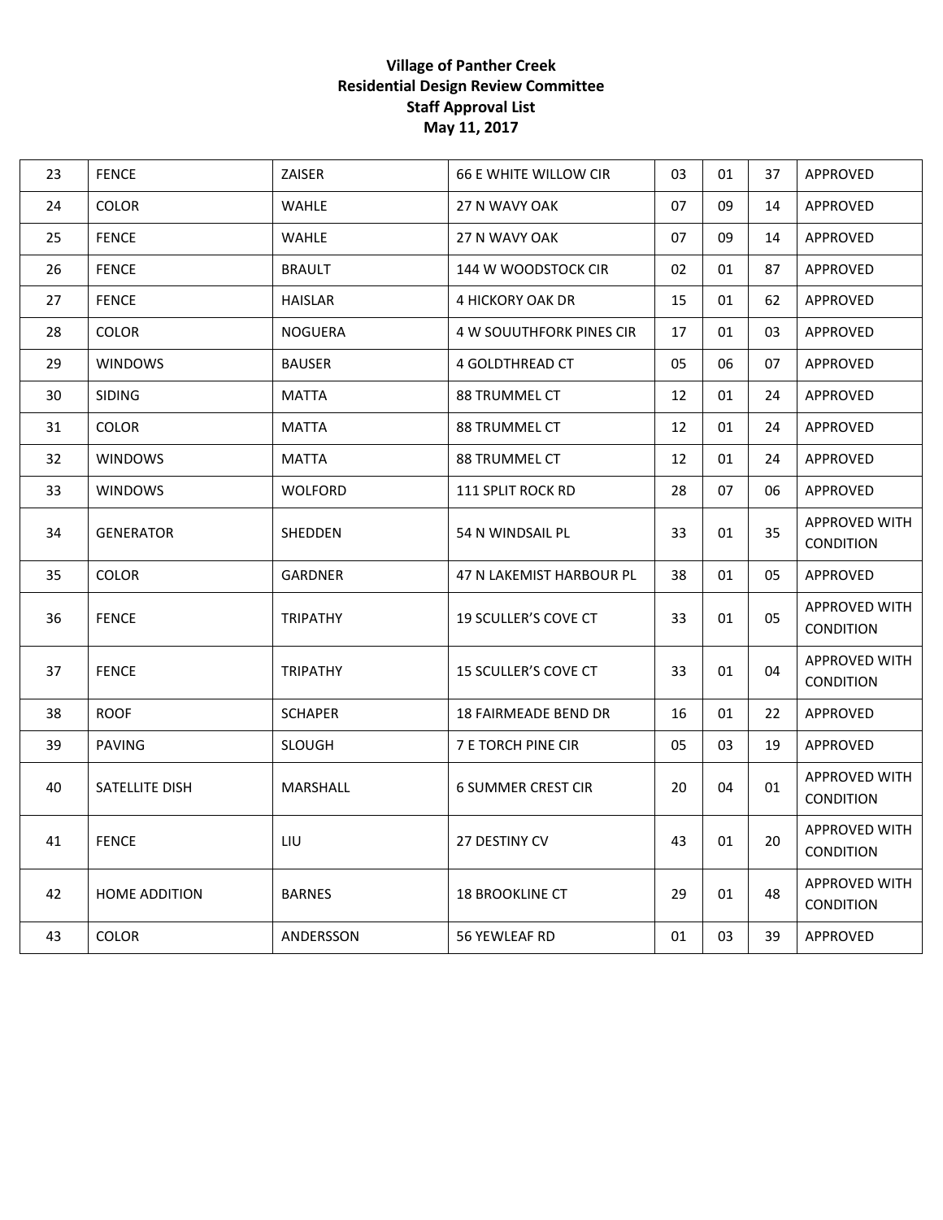**Village of Panther Creek**
**Residential Design Review Committee**
**Staff Approval List**
**May 11, 2017**

| | | | | | | | |
|---|---|---|---|---|---|---|---|
| 23 | FENCE | ZAISER | 66 E WHITE WILLOW CIR | 03 | 01 | 37 | APPROVED |
| 24 | COLOR | WAHLE | 27 N WAVY OAK | 07 | 09 | 14 | APPROVED |
| 25 | FENCE | WAHLE | 27 N WAVY OAK | 07 | 09 | 14 | APPROVED |
| 26 | FENCE | BRAULT | 144 W WOODSTOCK CIR | 02 | 01 | 87 | APPROVED |
| 27 | FENCE | HAISLAR | 4 HICKORY OAK DR | 15 | 01 | 62 | APPROVED |
| 28 | COLOR | NOGUERA | 4 W SOUUTHFORK PINES CIR | 17 | 01 | 03 | APPROVED |
| 29 | WINDOWS | BAUSER | 4 GOLDTHREAD CT | 05 | 06 | 07 | APPROVED |
| 30 | SIDING | MATTA | 88 TRUMMEL CT | 12 | 01 | 24 | APPROVED |
| 31 | COLOR | MATTA | 88 TRUMMEL CT | 12 | 01 | 24 | APPROVED |
| 32 | WINDOWS | MATTA | 88 TRUMMEL CT | 12 | 01 | 24 | APPROVED |
| 33 | WINDOWS | WOLFORD | 111 SPLIT ROCK RD | 28 | 07 | 06 | APPROVED |
| 34 | GENERATOR | SHEDDEN | 54 N WINDSAIL PL | 33 | 01 | 35 | APPROVED WITH CONDITION |
| 35 | COLOR | GARDNER | 47 N LAKEMIST HARBOUR PL | 38 | 01 | 05 | APPROVED |
| 36 | FENCE | TRIPATHY | 19 SCULLER'S COVE CT | 33 | 01 | 05 | APPROVED WITH CONDITION |
| 37 | FENCE | TRIPATHY | 15 SCULLER'S COVE CT | 33 | 01 | 04 | APPROVED WITH CONDITION |
| 38 | ROOF | SCHAPER | 18 FAIRMEADE BEND DR | 16 | 01 | 22 | APPROVED |
| 39 | PAVING | SLOUGH | 7 E TORCH PINE CIR | 05 | 03 | 19 | APPROVED |
| 40 | SATELLITE DISH | MARSHALL | 6 SUMMER CREST CIR | 20 | 04 | 01 | APPROVED WITH CONDITION |
| 41 | FENCE | LIU | 27 DESTINY CV | 43 | 01 | 20 | APPROVED WITH CONDITION |
| 42 | HOME ADDITION | BARNES | 18 BROOKLINE CT | 29 | 01 | 48 | APPROVED WITH CONDITION |
| 43 | COLOR | ANDERSSON | 56 YEWLEAF RD | 01 | 03 | 39 | APPROVED |